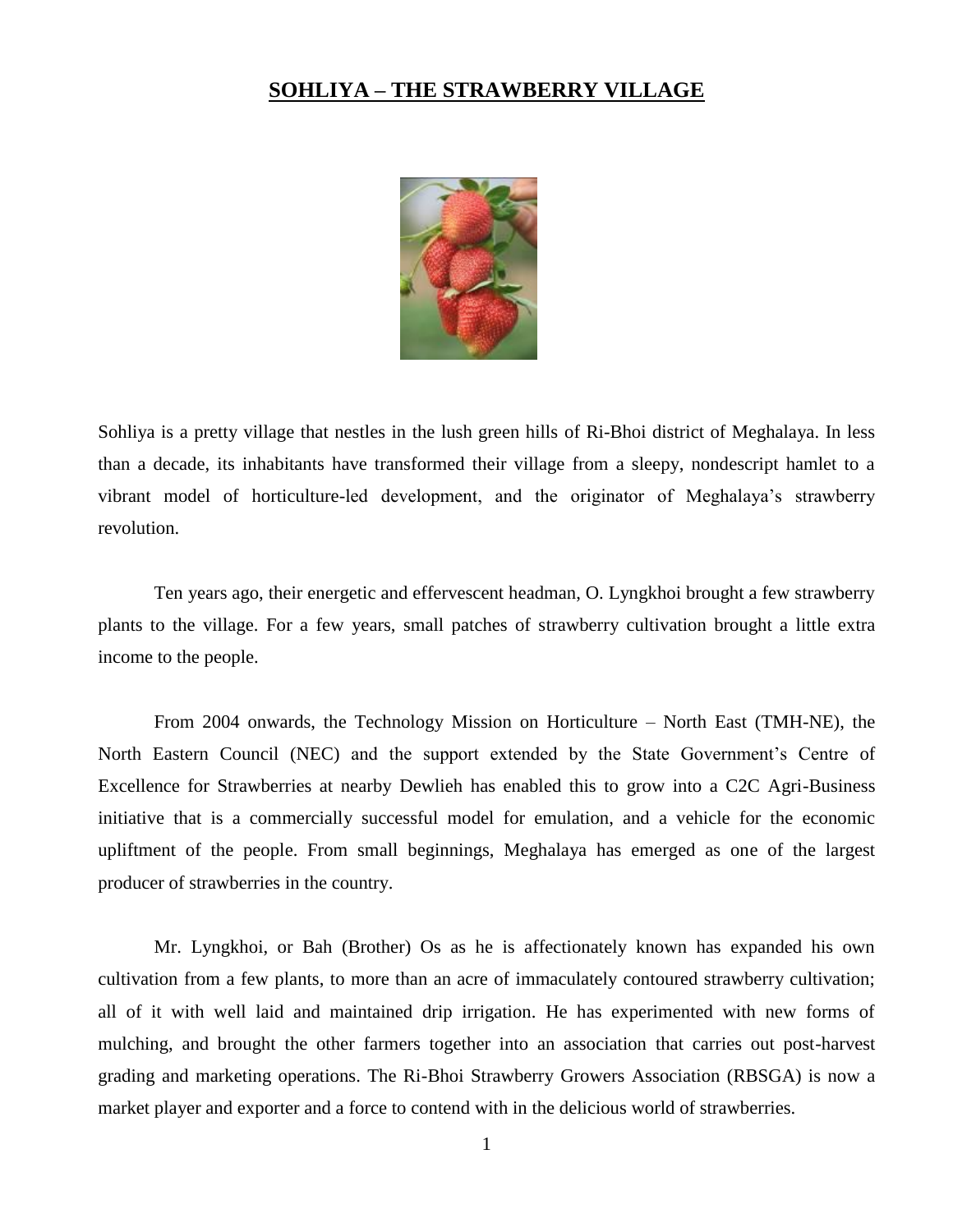# SOHLIYA – THE STRAWBERRY VILLAGE

Sohliya is a pretty village that nestles in the lush green hills of Ri-Bhoi district of Meghalaya. In less than a decade, its inhabitants have transformed their village from a sleepy, nondescript hamlet to a vibrant model of horticulture-led development, and the originator of Meghalaya's strawberry revolution.

Ten years ago, their energetic and effervescent headman, O. Lyngkhoi brought a few strawberry plants to the village. For a few years, small patches of strawberry cultivation brought a little extra income to the people.

From 2004 onwards, the Technology Mission on Horticulture – North East (TMH-NE), the North Eastern Council (NEC) and the support extended by the State Government's Centre of Excellence for Strawberries at nearby Dewlieh has enabled this to grow into a C2C Agri-Business initiative that is a commercially successful model for emulation, and a vehicle for the economic upliftment of the people. From small beginnings, Meghalaya has emerged as one of the largest producer of strawberries in the country.

Mr. Lyngkhoi, or Bah (Brother) Os as he is affectionately known has expanded his own cultivation from a few plants, to more than an acre of immaculately contoured strawberry cultivation; all of it with well laid and maintained drip irrigation. He has experimented with new forms of mulching, and brought the other farmers together into an association that carries out post-harvest grading and marketing operations. The Ri-Bhoi Strawberry Growers Association (RBSGA) is now a market player and exporter and a force to contend with in the delicious world of strawberries.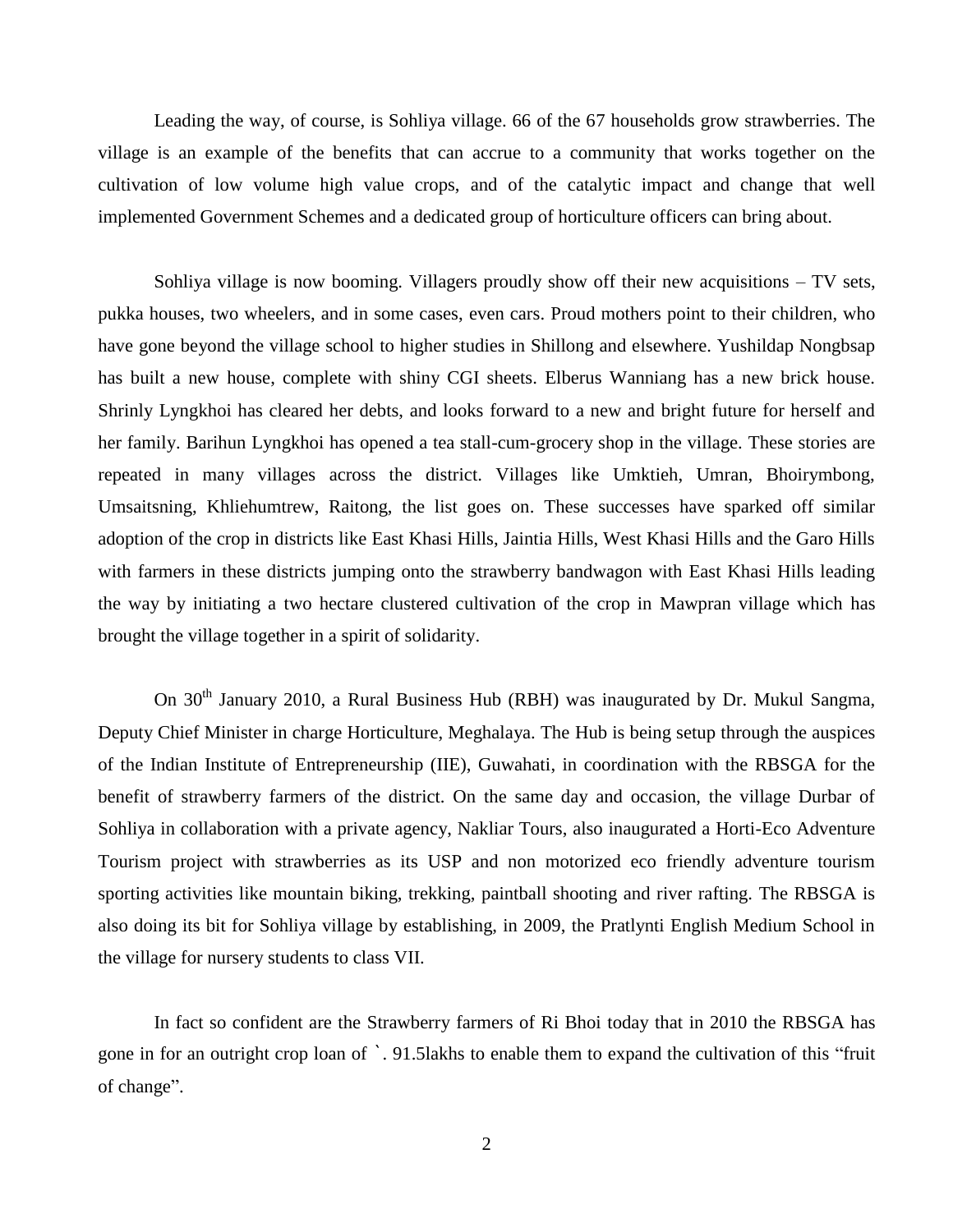Leading the way, of course, is Sohliya village. 66 of the 67 households grow strawberries. The village is an example of the benefits that can accrue to a community that works together on the cultivation of low volume high value crops, and of the catalytic impact and change that well implemented Government Schemes and a dedicated group of horticulture officers can bring about.

Sohliya village is now booming. Villagers proudly show off their new acquisitions – TV sets, pukka houses, two wheelers, and in some cases, even cars. Proud mothers point to their children, who have gone beyond the village school to higher studies in Shillong and elsewhere. Yushildap Nongbsap has built a new house, complete with shiny CGI sheets. Elberus Wanniang has a new brick house. Shrinly Lyngkhoi has cleared her debts, and looks forward to a new and bright future for herself and her family. Barihun Lyngkhoi has opened a tea stall-cum-grocery shop in the village. These stories are repeated in many villages across the district. Villages like Umktieh, Umran, Bhoirymbong, Umsaitsning, Khliehumtrew, Raitong, the list goes on. These successes have sparked off similar adoption of the crop in districts like East Khasi Hills, Jaintia Hills, West Khasi Hills and the Garo Hills with farmers in these districts jumping onto the strawberry bandwagon with East Khasi Hills leading the way by initiating a two hectare clustered cultivation of the crop in Mawpran village which has brought the village together in a spirit of solidarity.

On 30th January 2010, a Rural Business Hub (RBH) was inaugurated by Dr. Mukul Sangma, Deputy Chief Minister in charge Horticulture, Meghalaya. The Hub is being setup through the auspices of the Indian Institute of Entrepreneurship (IIE), Guwahati, in coordination with the RBSGA for the benefit of strawberry farmers of the district. On the same day and occasion, the village Durbar of Sohliya in collaboration with a private agency, Nakliar Tours, also inaugurated a Horti-Eco Adventure Tourism project with strawberries as its USP and non motorized eco friendly adventure tourism sporting activities like mountain biking, trekking, paintball shooting and river rafting. The RBSGA is also doing its bit for Sohliya village by establishing, in 2009, the Pratlynti English Medium School in the village for nursery students to class VII.

In fact so confident are the Strawberry farmers of Ri Bhoi today that in 2010 the RBSGA has gone in for an outright crop loan of `. 91.5lakhs to enable them to expand the cultivation of this "fruit of change".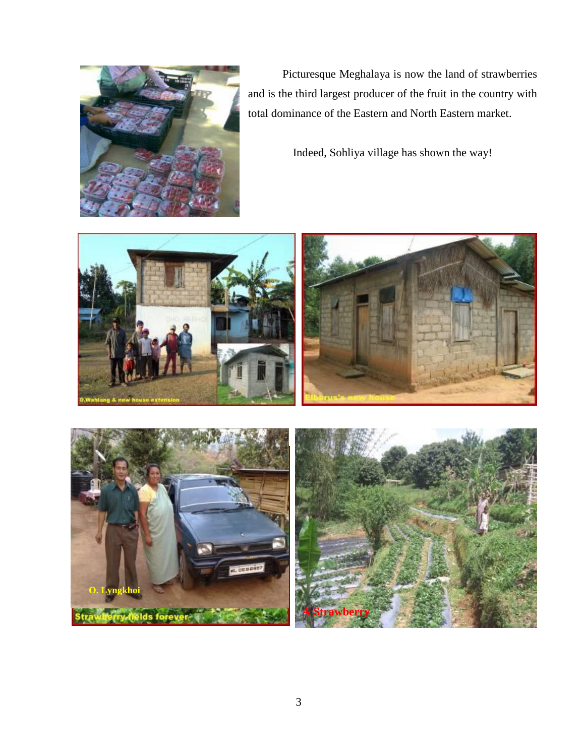Picturesque Meghalaya is now the land of strawberries and is the third largest producer of the fruit in the country with total dominance of the Eastern and North Eastern market.

Indeed, Sohliya village has shown the way!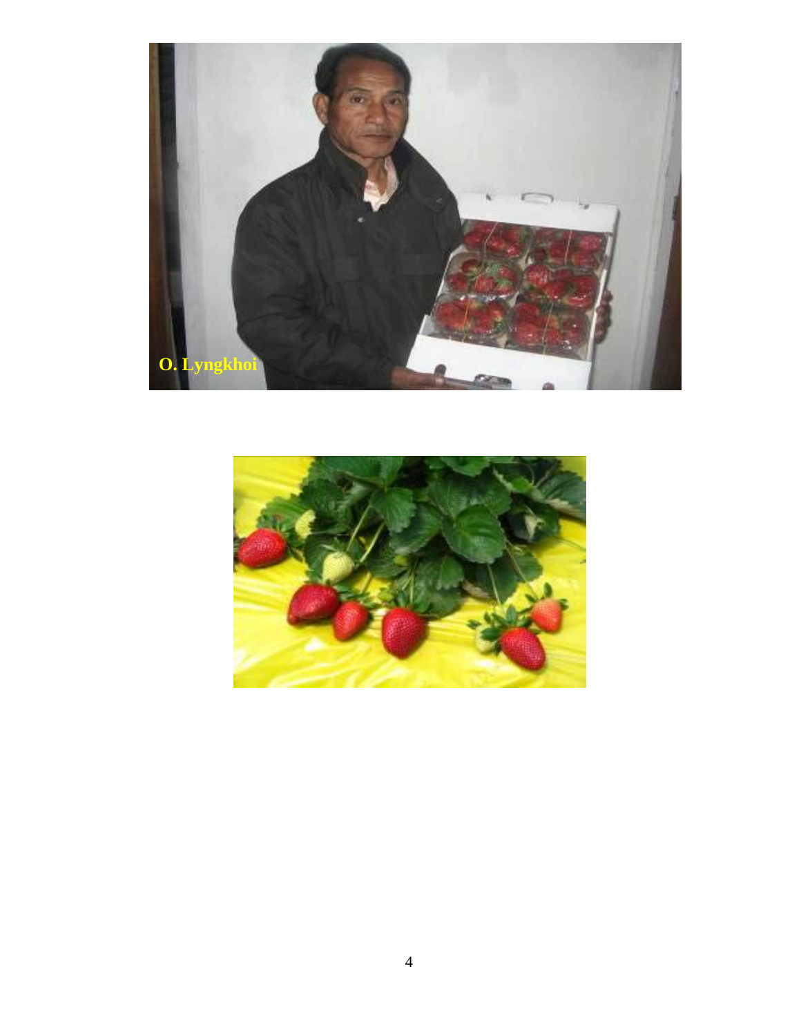O. Lyngkhoi